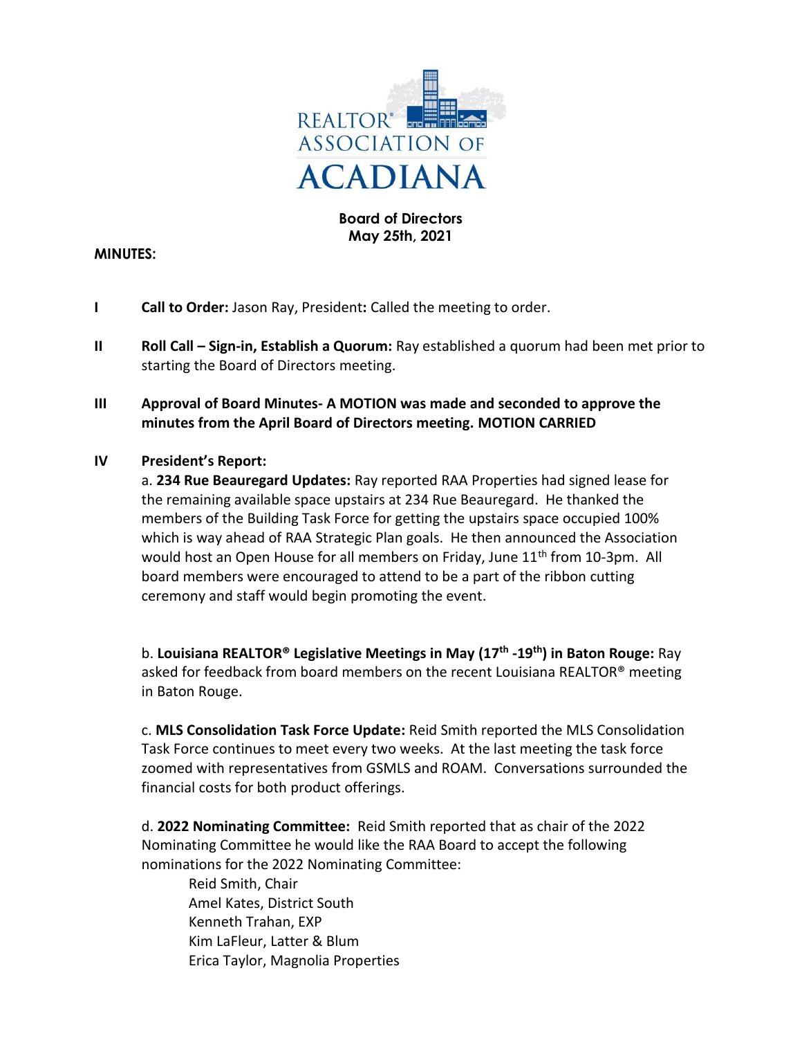REALTOR® ASSOCIATION OF ACADIANA

**Board of Directors**
**May 25th, 2021**

**MINUTES:**

**I Call to Order:** Jason Ray, President**:** Called the meeting to order.

**II Roll Call – Sign-in, Establish a Quorum:** Ray established a quorum had been met prior to starting the Board of Directors meeting.

**III Approval of Board Minutes- A MOTION was made and seconded to approve the minutes from the April Board of Directors meeting. MOTION CARRIED**

**IV President's Report:**

a. **234 Rue Beauregard Updates:** Ray reported RAA Properties had signed lease for the remaining available space upstairs at 234 Rue Beauregard. He thanked the members of the Building Task Force for getting the upstairs space occupied 100% which is way ahead of RAA Strategic Plan goals. He then announced the Association would host an Open House for all members on Friday, June 11th from 10-3pm. All board members were encouraged to attend to be a part of the ribbon cutting ceremony and staff would begin promoting the event.

b. **Louisiana REALTOR® Legislative Meetings in May (17th -19th) in Baton Rouge:** Ray asked for feedback from board members on the recent Louisiana REALTOR® meeting in Baton Rouge.

c. **MLS Consolidation Task Force Update:** Reid Smith reported the MLS Consolidation Task Force continues to meet every two weeks. At the last meeting the task force zoomed with representatives from GSMLS and ROAM. Conversations surrounded the financial costs for both product offerings.

d. **2022 Nominating Committee:** Reid Smith reported that as chair of the 2022 Nominating Committee he would like the RAA Board to accept the following nominations for the 2022 Nominating Committee:

Reid Smith, Chair
Amel Kates, District South
Kenneth Trahan, EXP
Kim LaFleur, Latter & Blum
Erica Taylor, Magnolia Properties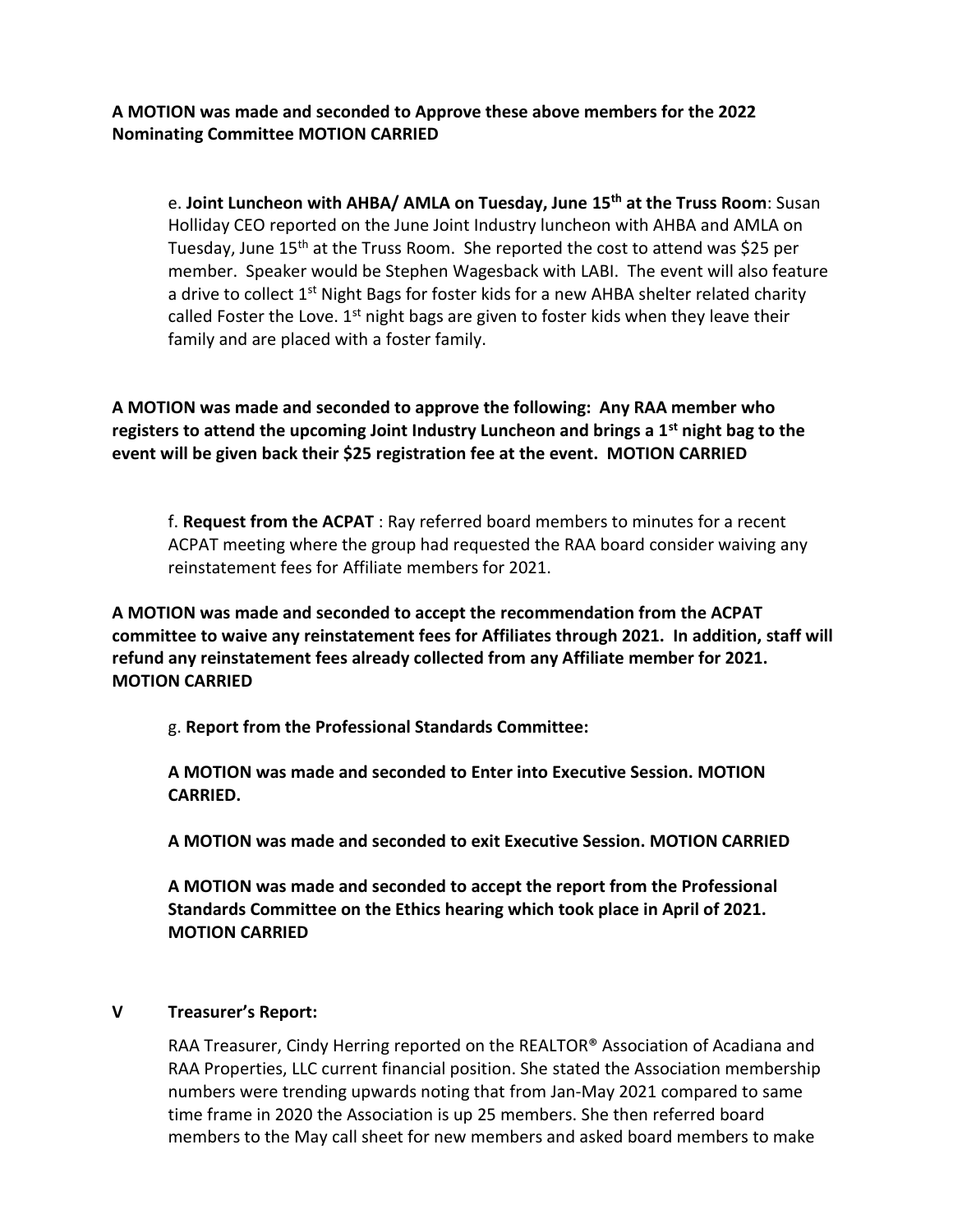**A MOTION was made and seconded to Approve these above members for the 2022 Nominating Committee MOTION CARRIED**

e. **Joint Luncheon with AHBA/ AMLA on Tuesday, June 15th at the Truss Room**: Susan Holliday CEO reported on the June Joint Industry luncheon with AHBA and AMLA on Tuesday, June 15th at the Truss Room. She reported the cost to attend was $25 per member. Speaker would be Stephen Wagesback with LABI. The event will also feature a drive to collect 1st Night Bags for foster kids for a new AHBA shelter related charity called Foster the Love. 1st night bags are given to foster kids when they leave their family and are placed with a foster family.

**A MOTION was made and seconded to approve the following: Any RAA member who registers to attend the upcoming Joint Industry Luncheon and brings a 1st night bag to the event will be given back their $25 registration fee at the event. MOTION CARRIED**

f. **Request from the ACPAT** : Ray referred board members to minutes for a recent ACPAT meeting where the group had requested the RAA board consider waiving any reinstatement fees for Affiliate members for 2021.

**A MOTION was made and seconded to accept the recommendation from the ACPAT committee to waive any reinstatement fees for Affiliates through 2021. In addition, staff will refund any reinstatement fees already collected from any Affiliate member for 2021. MOTION CARRIED**

g. **Report from the Professional Standards Committee:**

**A MOTION was made and seconded to Enter into Executive Session. MOTION CARRIED.**

**A MOTION was made and seconded to exit Executive Session. MOTION CARRIED**

**A MOTION was made and seconded to accept the report from the Professional Standards Committee on the Ethics hearing which took place in April of 2021. MOTION CARRIED**

## V Treasurer's Report:

RAA Treasurer, Cindy Herring reported on the REALTOR® Association of Acadiana and RAA Properties, LLC current financial position. She stated the Association membership numbers were trending upwards noting that from Jan-May 2021 compared to same time frame in 2020 the Association is up 25 members. She then referred board members to the May call sheet for new members and asked board members to make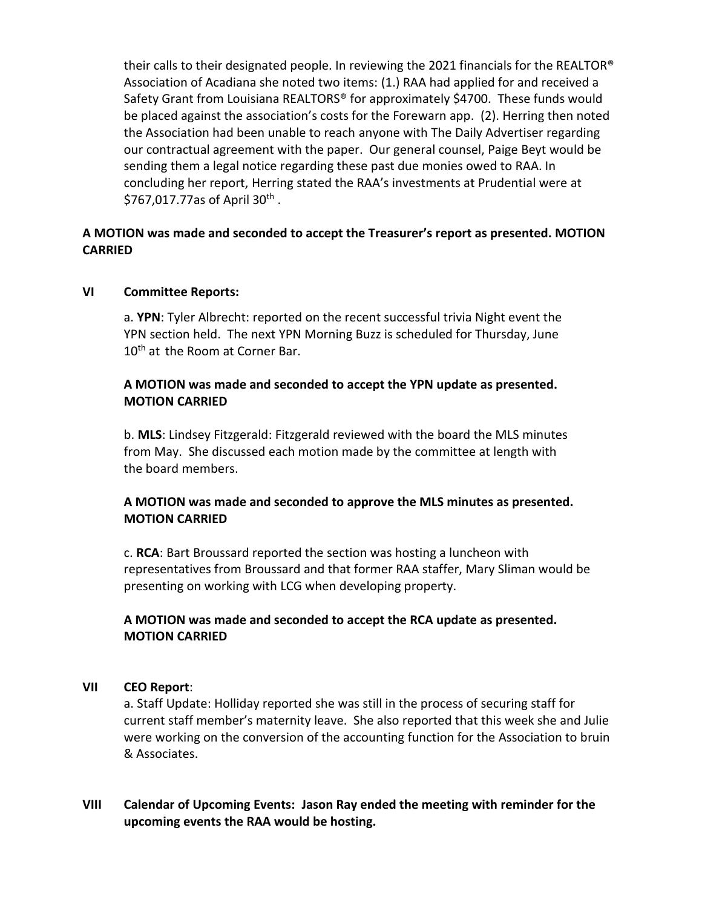their calls to their designated people. In reviewing the 2021 financials for the REALTOR® Association of Acadiana she noted two items: (1.) RAA had applied for and received a Safety Grant from Louisiana REALTORS® for approximately $4700. These funds would be placed against the association's costs for the Forewarn app. (2). Herring then noted the Association had been unable to reach anyone with The Daily Advertiser regarding our contractual agreement with the paper. Our general counsel, Paige Beyt would be sending them a legal notice regarding these past due monies owed to RAA. In concluding her report, Herring stated the RAA's investments at Prudential were at $767,017.77as of April 30th .

**A MOTION was made and seconded to accept the Treasurer's report as presented. MOTION CARRIED**

## VI Committee Reports:

a. **YPN**: Tyler Albrecht: reported on the recent successful trivia Night event the YPN section held. The next YPN Morning Buzz is scheduled for Thursday, June 10th at the Room at Corner Bar.

**A MOTION was made and seconded to accept the YPN update as presented. MOTION CARRIED**

b. **MLS**: Lindsey Fitzgerald: Fitzgerald reviewed with the board the MLS minutes from May. She discussed each motion made by the committee at length with the board members.

**A MOTION was made and seconded to approve the MLS minutes as presented. MOTION CARRIED**

c. **RCA**: Bart Broussard reported the section was hosting a luncheon with representatives from Broussard and that former RAA staffer, Mary Sliman would be presenting on working with LCG when developing property.

**A MOTION was made and seconded to accept the RCA update as presented. MOTION CARRIED**

## VII CEO Report:

a. Staff Update: Holliday reported she was still in the process of securing staff for current staff member's maternity leave. She also reported that this week she and Julie were working on the conversion of the accounting function for the Association to bruin & Associates.

## VIII Calendar of Upcoming Events: Jason Ray ended the meeting with reminder for the upcoming events the RAA would be hosting.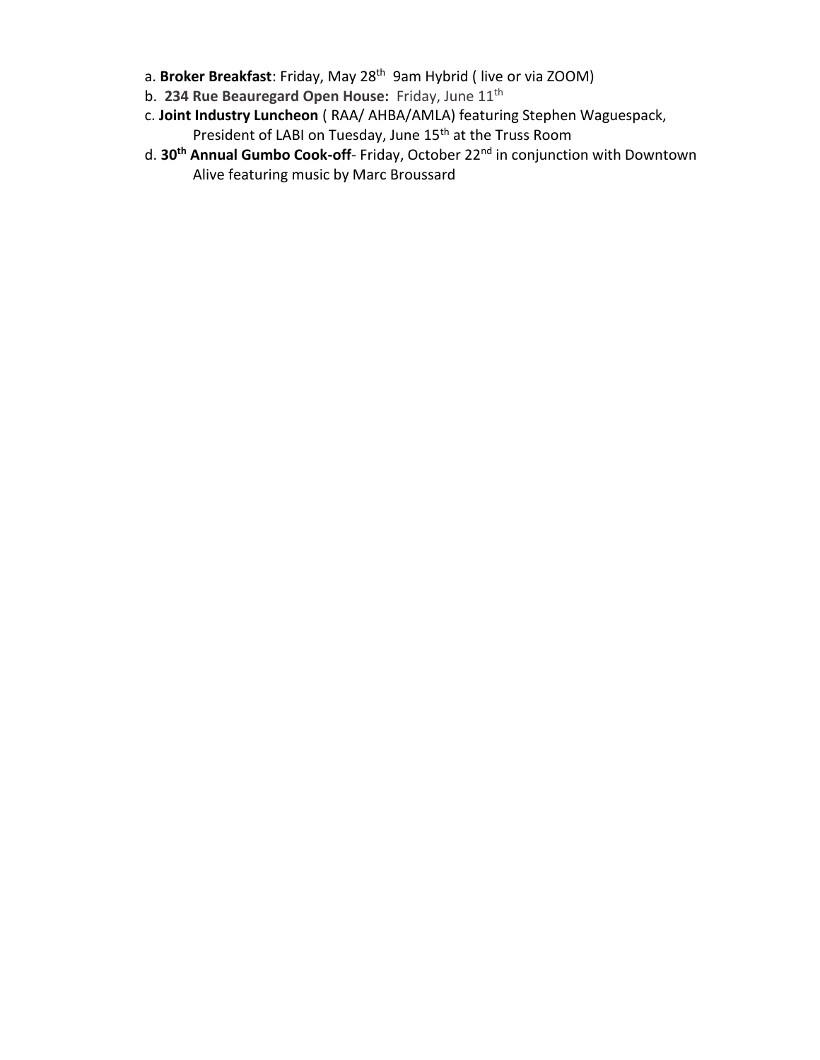a. **Broker Breakfast**: Friday, May 28th 9am Hybrid ( live or via ZOOM)

b. **234 Rue Beauregard Open House:** Friday, June 11th

c. **Joint Industry Luncheon** ( RAA/ AHBA/AMLA) featuring Stephen Waguespack, President of LABI on Tuesday, June 15th at the Truss Room

d. **30th Annual Gumbo Cook-off**- Friday, October 22nd in conjunction with Downtown Alive featuring music by Marc Broussard